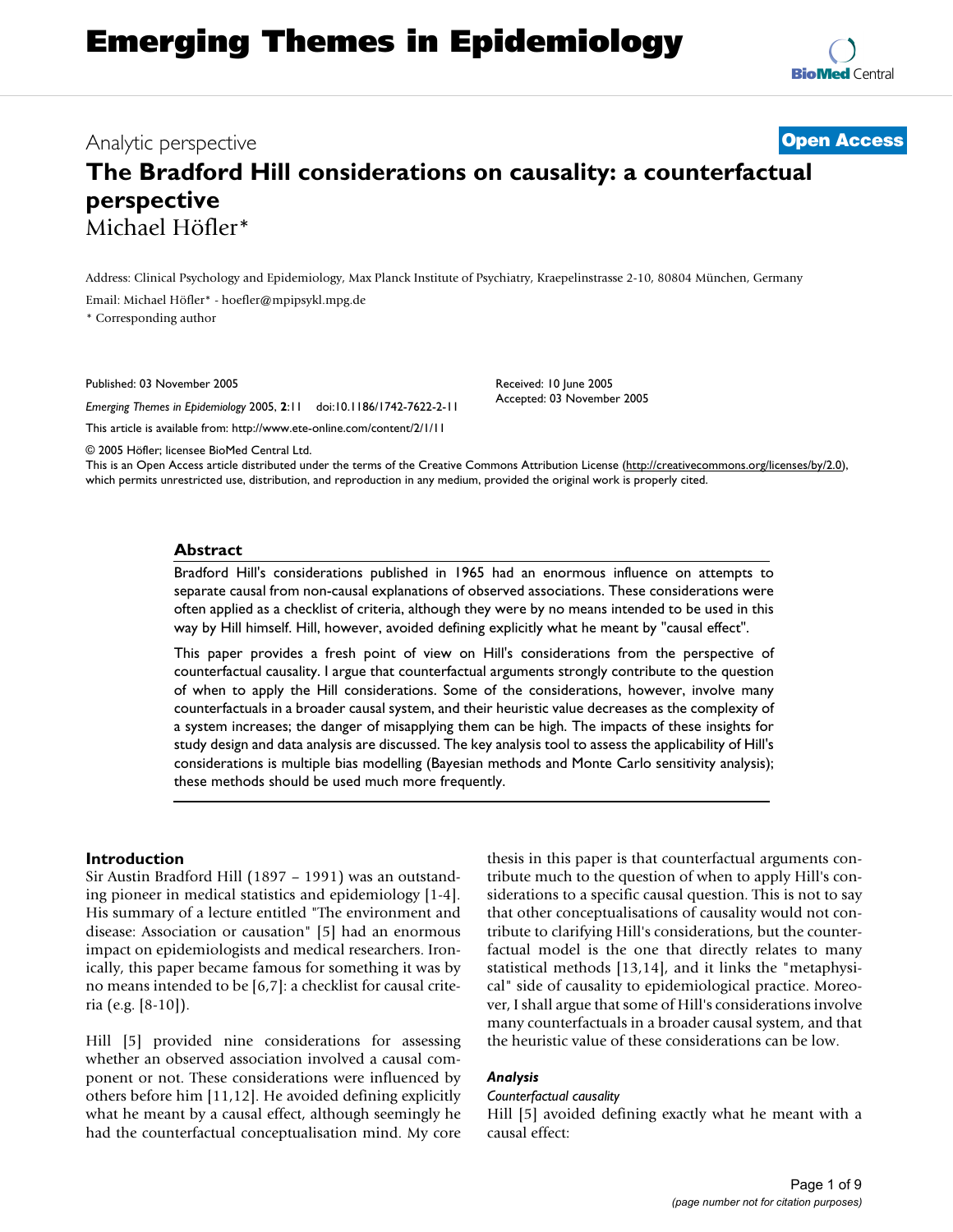Analytic perspective

**Open Access**

# The Bradford Hill considerations on causality: a counterfactual perspective

Michael Höfler*

Address: Clinical Psychology and Epidemiology, Max Planck Institute of Psychiatry, Kraepelinstrasse 2-10, 80804 München, Germany

Email: Michael Höfler* - hoefler@mpipsykl.mpg.de

\* Corresponding author

Published: 03 November 2005

*Emerging Themes in Epidemiology* 2005, **2**:11 doi:10.1186/1742-7622-2-11

Received: 10 June 2005

Accepted: 03 November 2005

This article is available from: http://www.ete-online.com/content/2/1/11

© 2005 Höfler; licensee BioMed Central Ltd.

This is an Open Access article distributed under the terms of the Creative Commons Attribution License (http://creativecommons.org/licenses/by/2.0), which permits unrestricted use, distribution, and reproduction in any medium, provided the original work is properly cited.

## Abstract

Bradford Hill's considerations published in 1965 had an enormous influence on attempts to separate causal from non-causal explanations of observed associations. These considerations were often applied as a checklist of criteria, although they were by no means intended to be used in this way by Hill himself. Hill, however, avoided defining explicitly what he meant by "causal effect".

This paper provides a fresh point of view on Hill's considerations from the perspective of counterfactual causality. I argue that counterfactual arguments strongly contribute to the question of when to apply the Hill considerations. Some of the considerations, however, involve many counterfactuals in a broader causal system, and their heuristic value decreases as the complexity of a system increases; the danger of misapplying them can be high. The impacts of these insights for study design and data analysis are discussed. The key analysis tool to assess the applicability of Hill's considerations is multiple bias modelling (Bayesian methods and Monte Carlo sensitivity analysis); these methods should be used much more frequently.

## Introduction

Sir Austin Bradford Hill (1897 – 1991) was an outstanding pioneer in medical statistics and epidemiology [1-4]. His summary of a lecture entitled "The environment and disease: Association or causation" [5] had an enormous impact on epidemiologists and medical researchers. Ironically, this paper became famous for something it was by no means intended to be [6,7]: a checklist for causal criteria (e.g. [8-10]).

Hill [5] provided nine considerations for assessing whether an observed association involved a causal component or not. These considerations were influenced by others before him [11,12]. He avoided defining explicitly what he meant by a causal effect, although seemingly he had the counterfactual conceptualisation mind. My core thesis in this paper is that counterfactual arguments contribute much to the question of when to apply Hill's considerations to a specific causal question. This is not to say that other conceptualisations of causality would not contribute to clarifying Hill's considerations, but the counterfactual model is the one that directly relates to many statistical methods [13,14], and it links the "metaphysical" side of causality to epidemiological practice. Moreover, I shall argue that some of Hill's considerations involve many counterfactuals in a broader causal system, and that the heuristic value of these considerations can be low.

### *Analysis*

#### *Counterfactual causality*

Hill [5] avoided defining exactly what he meant with a causal effect: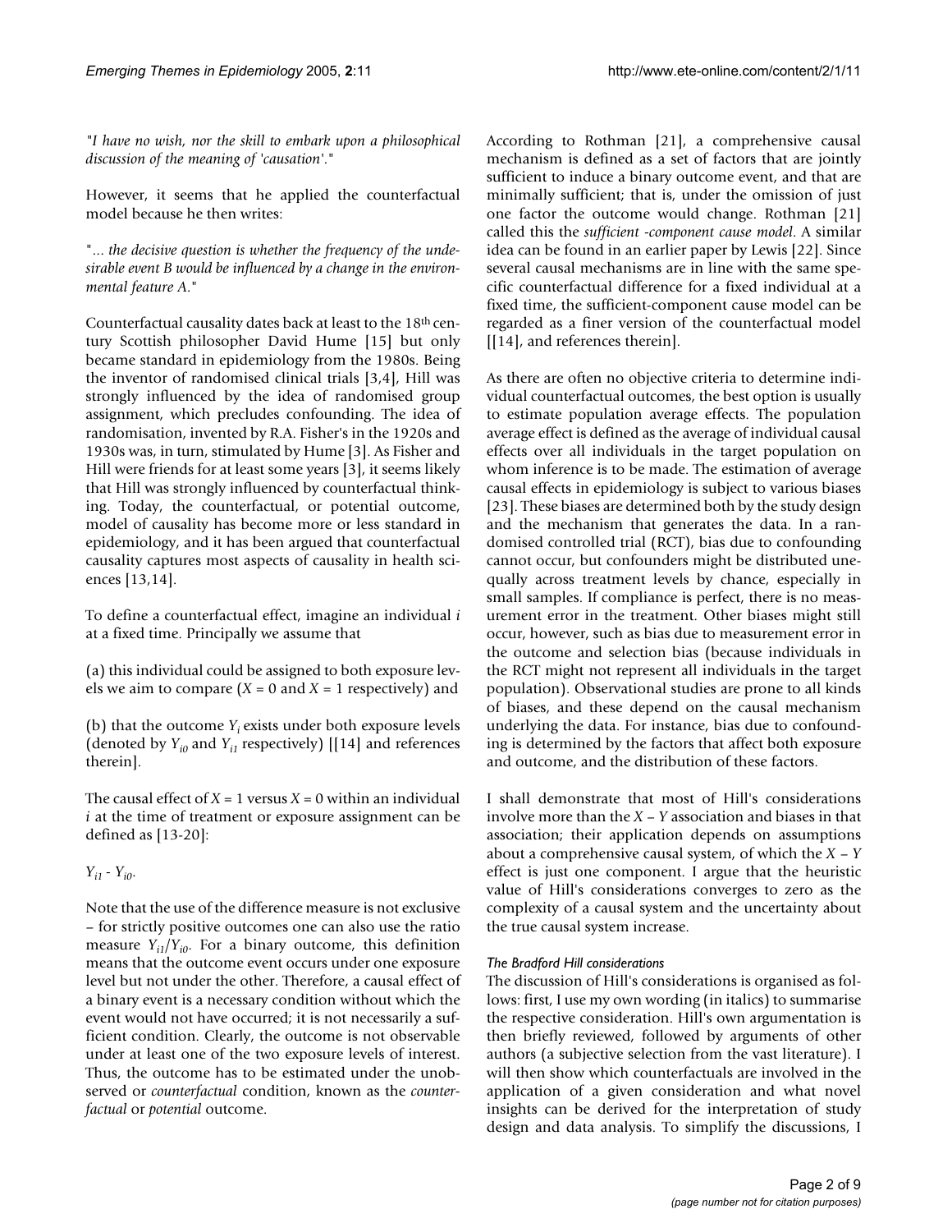*"I have no wish, nor the skill to embark upon a philosophical discussion of the meaning of 'causation'."*

However, it seems that he applied the counterfactual model because he then writes:

*"... the decisive question is whether the frequency of the undesirable event B would be influenced by a change in the environmental feature A."*

Counterfactual causality dates back at least to the 18th century Scottish philosopher David Hume [15] but only became standard in epidemiology from the 1980s. Being the inventor of randomised clinical trials [3,4], Hill was strongly influenced by the idea of randomised group assignment, which precludes confounding. The idea of randomisation, invented by R.A. Fisher's in the 1920s and 1930s was, in turn, stimulated by Hume [3]. As Fisher and Hill were friends for at least some years [3], it seems likely that Hill was strongly influenced by counterfactual thinking. Today, the counterfactual, or potential outcome, model of causality has become more or less standard in epidemiology, and it has been argued that counterfactual causality captures most aspects of causality in health sciences [13,14].

To define a counterfactual effect, imagine an individual $i$ at a fixed time. Principally we assume that

(a) this individual could be assigned to both exposure levels we aim to compare ($X = 0$ and $X = 1$ respectively) and

(b) that the outcome $Y_i$ exists under both exposure levels (denoted by $Y_{i0}$ and $Y_{i1}$ respectively) [[14] and references therein].

The causal effect of $X = 1$ versus $X = 0$ within an individual $i$ at the time of treatment or exposure assignment can be defined as [13-20]:

$Y_{i1} - Y_{i0}$.

Note that the use of the difference measure is not exclusive – for strictly positive outcomes one can also use the ratio measure $Y_{i1}/Y_{i0}$. For a binary outcome, this definition means that the outcome event occurs under one exposure level but not under the other. Therefore, a causal effect of a binary event is a necessary condition without which the event would not have occurred; it is not necessarily a sufficient condition. Clearly, the outcome is not observable under at least one of the two exposure levels of interest. Thus, the outcome has to be estimated under the unobserved or *counterfactual* condition, known as the *counterfactual* or *potential* outcome.

According to Rothman [21], a comprehensive causal mechanism is defined as a set of factors that are jointly sufficient to induce a binary outcome event, and that are minimally sufficient; that is, under the omission of just one factor the outcome would change. Rothman [21] called this the *sufficient -component cause model*. A similar idea can be found in an earlier paper by Lewis [22]. Since several causal mechanisms are in line with the same specific counterfactual difference for a fixed individual at a fixed time, the sufficient-component cause model can be regarded as a finer version of the counterfactual model [[14], and references therein].

As there are often no objective criteria to determine individual counterfactual outcomes, the best option is usually to estimate population average effects. The population average effect is defined as the average of individual causal effects over all individuals in the target population on whom inference is to be made. The estimation of average causal effects in epidemiology is subject to various biases [23]. These biases are determined both by the study design and the mechanism that generates the data. In a randomised controlled trial (RCT), bias due to confounding cannot occur, but confounders might be distributed unequally across treatment levels by chance, especially in small samples. If compliance is perfect, there is no measurement error in the treatment. Other biases might still occur, however, such as bias due to measurement error in the outcome and selection bias (because individuals in the RCT might not represent all individuals in the target population). Observational studies are prone to all kinds of biases, and these depend on the causal mechanism underlying the data. For instance, bias due to confounding is determined by the factors that affect both exposure and outcome, and the distribution of these factors.

I shall demonstrate that most of Hill's considerations involve more than the $X - Y$ association and biases in that association; their application depends on assumptions about a comprehensive causal system, of which the $X - Y$ effect is just one component. I argue that the heuristic value of Hill's considerations converges to zero as the complexity of a causal system and the uncertainty about the true causal system increase.

### *The Bradford Hill considerations*

The discussion of Hill's considerations is organised as follows: first, I use my own wording (in italics) to summarise the respective consideration. Hill's own argumentation is then briefly reviewed, followed by arguments of other authors (a subjective selection from the vast literature). I will then show which counterfactuals are involved in the application of a given consideration and what novel insights can be derived for the interpretation of study design and data analysis. To simplify the discussions, I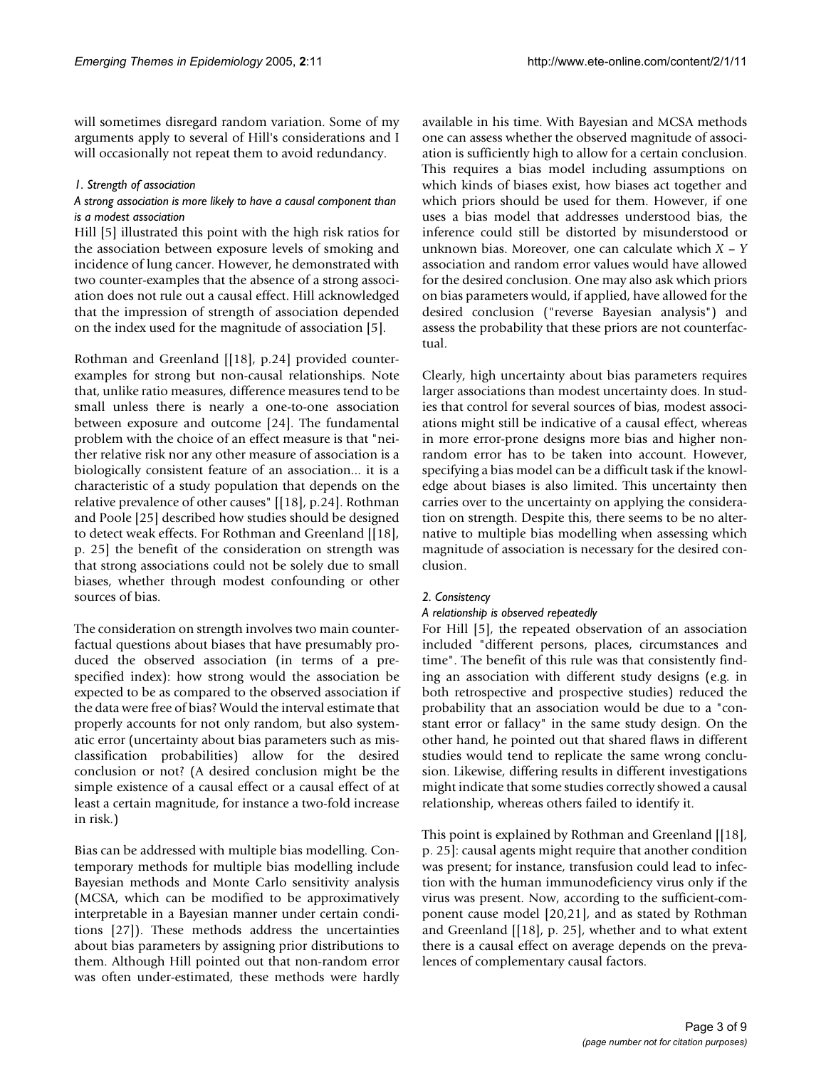will sometimes disregard random variation. Some of my arguments apply to several of Hill's considerations and I will occasionally not repeat them to avoid redundancy.

### *1. Strength of association*

*A strong association is more likely to have a causal component than is a modest association*

Hill [5] illustrated this point with the high risk ratios for the association between exposure levels of smoking and incidence of lung cancer. However, he demonstrated with two counter-examples that the absence of a strong association does not rule out a causal effect. Hill acknowledged that the impression of strength of association depended on the index used for the magnitude of association [5].

Rothman and Greenland [[18], p.24] provided counter-examples for strong but non-causal relationships. Note that, unlike ratio measures, difference measures tend to be small unless there is nearly a one-to-one association between exposure and outcome [24]. The fundamental problem with the choice of an effect measure is that "neither relative risk nor any other measure of association is a biologically consistent feature of an association... it is a characteristic of a study population that depends on the relative prevalence of other causes" [[18], p.24]. Rothman and Poole [25] described how studies should be designed to detect weak effects. For Rothman and Greenland [[18], p. 25] the benefit of the consideration on strength was that strong associations could not be solely due to small biases, whether through modest confounding or other sources of bias.

The consideration on strength involves two main counterfactual questions about biases that have presumably produced the observed association (in terms of a pre-specified index): how strong would the association be expected to be as compared to the observed association if the data were free of bias? Would the interval estimate that properly accounts for not only random, but also systematic error (uncertainty about bias parameters such as misclassification probabilities) allow for the desired conclusion or not? (A desired conclusion might be the simple existence of a causal effect or a causal effect of at least a certain magnitude, for instance a two-fold increase in risk.)

Bias can be addressed with multiple bias modelling. Contemporary methods for multiple bias modelling include Bayesian methods and Monte Carlo sensitivity analysis (MCSA, which can be modified to be approximately interpretable in a Bayesian manner under certain conditions [27]). These methods address the uncertainties about bias parameters by assigning prior distributions to them. Although Hill pointed out that non-random error was often under-estimated, these methods were hardly available in his time. With Bayesian and MCSA methods one can assess whether the observed magnitude of association is sufficiently high to allow for a certain conclusion. This requires a bias model including assumptions on which kinds of biases exist, how biases act together and which priors should be used for them. However, if one uses a bias model that addresses understood bias, the inference could still be distorted by misunderstood or unknown bias. Moreover, one can calculate which $X - Y$ association and random error values would have allowed for the desired conclusion. One may also ask which priors on bias parameters would, if applied, have allowed for the desired conclusion ("reverse Bayesian analysis") and assess the probability that these priors are not counterfactual.

Clearly, high uncertainty about bias parameters requires larger associations than modest uncertainty does. In studies that control for several sources of bias, modest associations might still be indicative of a causal effect, whereas in more error-prone designs more bias and higher non-random error has to be taken into account. However, specifying a bias model can be a difficult task if the knowledge about biases is also limited. This uncertainty then carries over to the uncertainty on applying the consideration on strength. Despite this, there seems to be no alternative to multiple bias modelling when assessing which magnitude of association is necessary for the desired conclusion.

### *2. Consistency*

*A relationship is observed repeatedly*

For Hill [5], the repeated observation of an association included "different persons, places, circumstances and time". The benefit of this rule was that consistently finding an association with different study designs (e.g. in both retrospective and prospective studies) reduced the probability that an association would be due to a "constant error or fallacy" in the same study design. On the other hand, he pointed out that shared flaws in different studies would tend to replicate the same wrong conclusion. Likewise, differing results in different investigations might indicate that some studies correctly showed a causal relationship, whereas others failed to identify it.

This point is explained by Rothman and Greenland [[18], p. 25]: causal agents might require that another condition was present; for instance, transfusion could lead to infection with the human immunodeficiency virus only if the virus was present. Now, according to the sufficient-component cause model [20,21], and as stated by Rothman and Greenland [[18], p. 25], whether and to what extent there is a causal effect on average depends on the prevalences of complementary causal factors.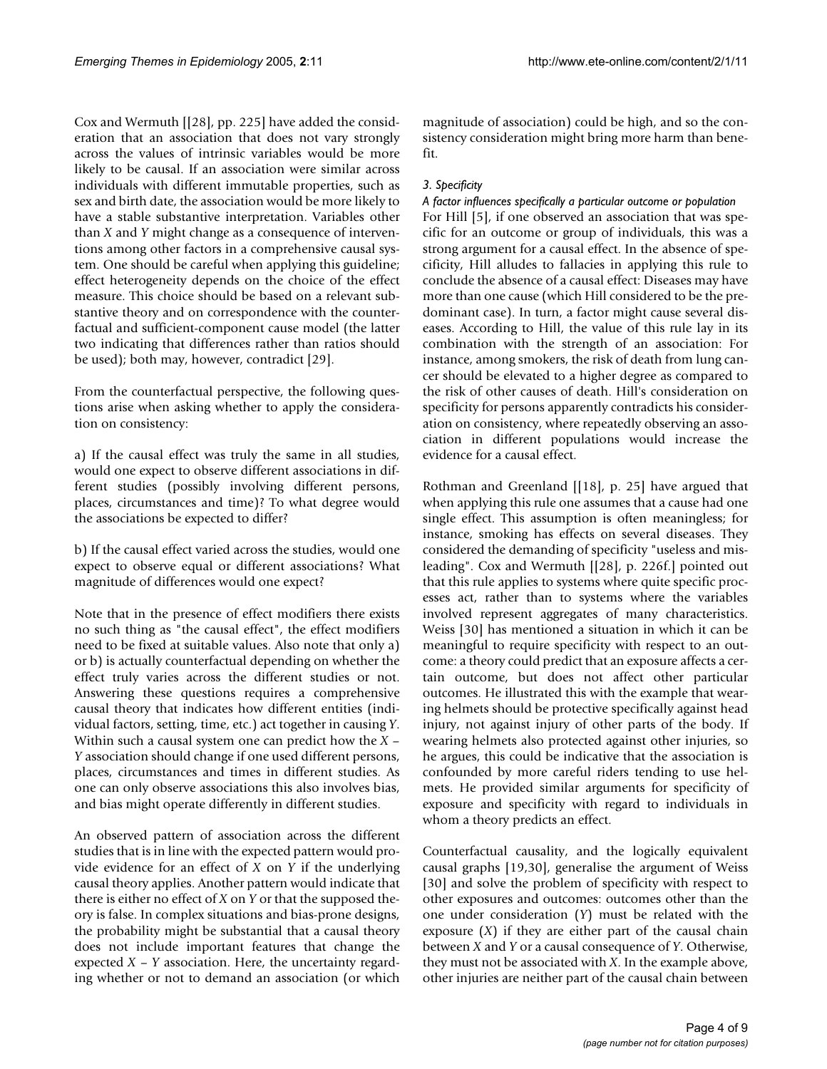Cox and Wermuth [[28], pp. 225] have added the consideration that an association that does not vary strongly across the values of intrinsic variables would be more likely to be causal. If an association were similar across individuals with different immutable properties, such as sex and birth date, the association would be more likely to have a stable substantive interpretation. Variables other than $X$ and $Y$ might change as a consequence of interventions among other factors in a comprehensive causal system. One should be careful when applying this guideline; effect heterogeneity depends on the choice of the effect measure. This choice should be based on a relevant substantive theory and on correspondence with the counterfactual and sufficient-component cause model (the latter two indicating that differences rather than ratios should be used); both may, however, contradict [29].

From the counterfactual perspective, the following questions arise when asking whether to apply the consideration on consistency:

a) If the causal effect was truly the same in all studies, would one expect to observe different associations in different studies (possibly involving different persons, places, circumstances and time)? To what degree would the associations be expected to differ?

b) If the causal effect varied across the studies, would one expect to observe equal or different associations? What magnitude of differences would one expect?

Note that in the presence of effect modifiers there exists no such thing as "the causal effect", the effect modifiers need to be fixed at suitable values. Also note that only a) or b) is actually counterfactual depending on whether the effect truly varies across the different studies or not. Answering these questions requires a comprehensive causal theory that indicates how different entities (individual factors, setting, time, etc.) act together in causing $Y$. Within such a causal system one can predict how the $X$ – $Y$ association should change if one used different persons, places, circumstances and times in different studies. As one can only observe associations this also involves bias, and bias might operate differently in different studies.

An observed pattern of association across the different studies that is in line with the expected pattern would provide evidence for an effect of $X$ on $Y$ if the underlying causal theory applies. Another pattern would indicate that there is either no effect of $X$ on $Y$ or that the supposed theory is false. In complex situations and bias-prone designs, the probability might be substantial that a causal theory does not include important features that change the expected $X$ – $Y$ association. Here, the uncertainty regarding whether or not to demand an association (or which magnitude of association) could be high, and so the consistency consideration might bring more harm than benefit.

### *3. Specificity*

*A factor influences specifically a particular outcome or population*

For Hill [5], if one observed an association that was specific for an outcome or group of individuals, this was a strong argument for a causal effect. In the absence of specificity, Hill alludes to fallacies in applying this rule to conclude the absence of a causal effect: Diseases may have more than one cause (which Hill considered to be the predominant case). In turn, a factor might cause several diseases. According to Hill, the value of this rule lay in its combination with the strength of an association: For instance, among smokers, the risk of death from lung cancer should be elevated to a higher degree as compared to the risk of other causes of death. Hill's consideration on specificity for persons apparently contradicts his consideration on consistency, where repeatedly observing an association in different populations would increase the evidence for a causal effect.

Rothman and Greenland [[18], p. 25] have argued that when applying this rule one assumes that a cause had one single effect. This assumption is often meaningless; for instance, smoking has effects on several diseases. They considered the demanding of specificity "useless and misleading". Cox and Wermuth [[28], p. 226f.] pointed out that this rule applies to systems where quite specific processes act, rather than to systems where the variables involved represent aggregates of many characteristics. Weiss [30] has mentioned a situation in which it can be meaningful to require specificity with respect to an outcome: a theory could predict that an exposure affects a certain outcome, but does not affect other particular outcomes. He illustrated this with the example that wearing helmets should be protective specifically against head injury, not against injury of other parts of the body. If wearing helmets also protected against other injuries, so he argues, this could be indicative that the association is confounded by more careful riders tending to use helmets. He provided similar arguments for specificity of exposure and specificity with regard to individuals in whom a theory predicts an effect.

Counterfactual causality, and the logically equivalent causal graphs [19,30], generalise the argument of Weiss [30] and solve the problem of specificity with respect to other exposures and outcomes: outcomes other than the one under consideration ($Y$) must be related with the exposure ($X$) if they are either part of the causal chain between $X$ and $Y$ or a causal consequence of $Y$. Otherwise, they must not be associated with $X$. In the example above, other injuries are neither part of the causal chain between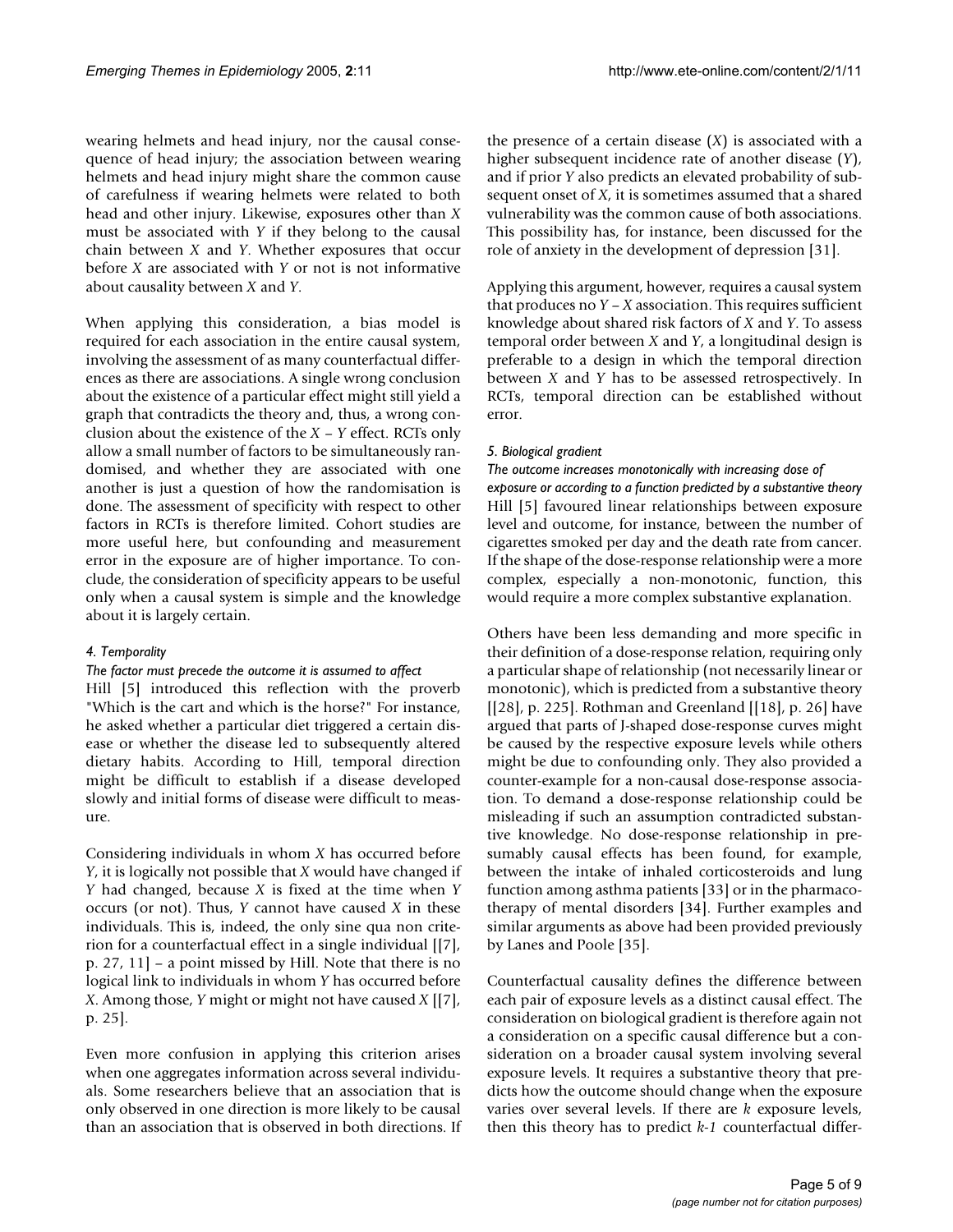wearing helmets and head injury, nor the causal consequence of head injury; the association between wearing helmets and head injury might share the common cause of carefulness if wearing helmets were related to both head and other injury. Likewise, exposures other than *X* must be associated with *Y* if they belong to the causal chain between *X* and *Y*. Whether exposures that occur before *X* are associated with *Y* or not is not informative about causality between *X* and *Y*.

When applying this consideration, a bias model is required for each association in the entire causal system, involving the assessment of as many counterfactual differences as there are associations. A single wrong conclusion about the existence of a particular effect might still yield a graph that contradicts the theory and, thus, a wrong conclusion about the existence of the *X* – *Y* effect. RCTs only allow a small number of factors to be simultaneously randomised, and whether they are associated with one another is just a question of how the randomisation is done. The assessment of specificity with respect to other factors in RCTs is therefore limited. Cohort studies are more useful here, but confounding and measurement error in the exposure are of higher importance. To conclude, the consideration of specificity appears to be useful only when a causal system is simple and the knowledge about it is largely certain.

#### *4. Temporality*

*The factor must precede the outcome it is assumed to affect*

Hill [5] introduced this reflection with the proverb "Which is the cart and which is the horse?" For instance, he asked whether a particular diet triggered a certain disease or whether the disease led to subsequently altered dietary habits. According to Hill, temporal direction might be difficult to establish if a disease developed slowly and initial forms of disease were difficult to measure.

Considering individuals in whom *X* has occurred before *Y*, it is logically not possible that *X* would have changed if *Y* had changed, because *X* is fixed at the time when *Y* occurs (or not). Thus, *Y* cannot have caused *X* in these individuals. This is, indeed, the only sine qua non criterion for a counterfactual effect in a single individual [[7], p. 27, 11] – a point missed by Hill. Note that there is no logical link to individuals in whom *Y* has occurred before *X*. Among those, *Y* might or might not have caused *X* [[7], p. 25].

Even more confusion in applying this criterion arises when one aggregates information across several individuals. Some researchers believe that an association that is only observed in one direction is more likely to be causal than an association that is observed in both directions. If the presence of a certain disease (*X*) is associated with a higher subsequent incidence rate of another disease (*Y*), and if prior *Y* also predicts an elevated probability of subsequent onset of *X*, it is sometimes assumed that a shared vulnerability was the common cause of both associations. This possibility has, for instance, been discussed for the role of anxiety in the development of depression [31].

Applying this argument, however, requires a causal system that produces no *Y* – *X* association. This requires sufficient knowledge about shared risk factors of *X* and *Y*. To assess temporal order between *X* and *Y*, a longitudinal design is preferable to a design in which the temporal direction between *X* and *Y* has to be assessed retrospectively. In RCTs, temporal direction can be established without error.

#### *5. Biological gradient*

*The outcome increases monotonically with increasing dose of exposure or according to a function predicted by a substantive theory*

Hill [5] favoured linear relationships between exposure level and outcome, for instance, between the number of cigarettes smoked per day and the death rate from cancer. If the shape of the dose-response relationship were a more complex, especially a non-monotonic, function, this would require a more complex substantive explanation.

Others have been less demanding and more specific in their definition of a dose-response relation, requiring only a particular shape of relationship (not necessarily linear or monotonic), which is predicted from a substantive theory [[28], p. 225]. Rothman and Greenland [[18], p. 26] have argued that parts of J-shaped dose-response curves might be caused by the respective exposure levels while others might be due to confounding only. They also provided a counter-example for a non-causal dose-response association. To demand a dose-response relationship could be misleading if such an assumption contradicted substantive knowledge. No dose-response relationship in presumably causal effects has been found, for example, between the intake of inhaled corticosteroids and lung function among asthma patients [33] or in the pharmacotherapy of mental disorders [34]. Further examples and similar arguments as above had been provided previously by Lanes and Poole [35].

Counterfactual causality defines the difference between each pair of exposure levels as a distinct causal effect. The consideration on biological gradient is therefore again not a consideration on a specific causal difference but a consideration on a broader causal system involving several exposure levels. It requires a substantive theory that predicts how the outcome should change when the exposure varies over several levels. If there are $k$ exposure levels, then this theory has to predict $k-1$ counterfactual differ-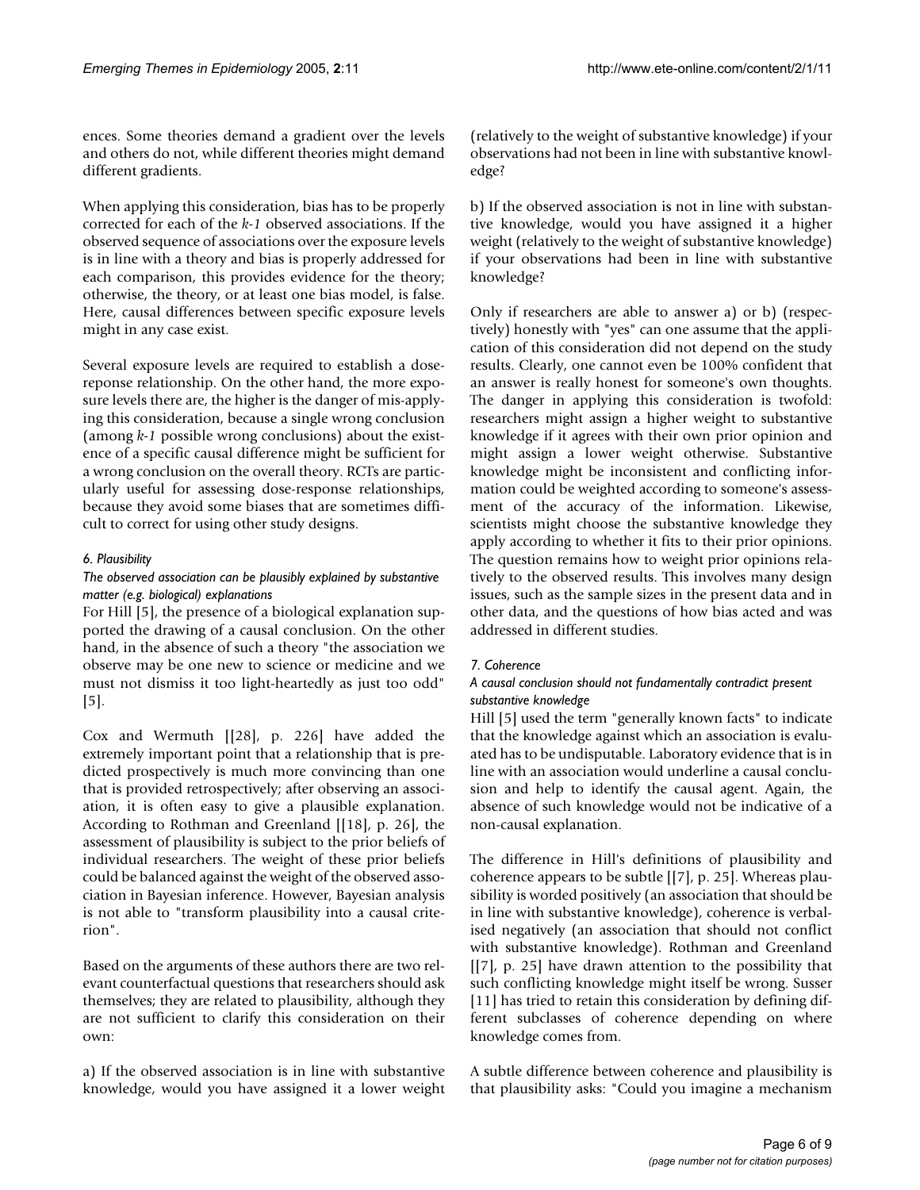ences. Some theories demand a gradient over the levels and others do not, while different theories might demand different gradients.

When applying this consideration, bias has to be properly corrected for each of the *k-1* observed associations. If the observed sequence of associations over the exposure levels is in line with a theory and bias is properly addressed for each comparison, this provides evidence for the theory; otherwise, the theory, or at least one bias model, is false. Here, causal differences between specific exposure levels might in any case exist.

Several exposure levels are required to establish a dose-reponse relationship. On the other hand, the more exposure levels there are, the higher is the danger of mis-applying this consideration, because a single wrong conclusion (among *k-1* possible wrong conclusions) about the existence of a specific causal difference might be sufficient for a wrong conclusion on the overall theory. RCTs are particularly useful for assessing dose-response relationships, because they avoid some biases that are sometimes difficult to correct for using other study designs.

#### *6. Plausibility*

*The observed association can be plausibly explained by substantive matter (e.g. biological) explanations*

For Hill [5], the presence of a biological explanation supported the drawing of a causal conclusion. On the other hand, in the absence of such a theory "the association we observe may be one new to science or medicine and we must not dismiss it too light-heartedly as just too odd" [5].

Cox and Wermuth [[28], p. 226] have added the extremely important point that a relationship that is predicted prospectively is much more convincing than one that is provided retrospectively; after observing an association, it is often easy to give a plausible explanation. According to Rothman and Greenland [[18], p. 26], the assessment of plausibility is subject to the prior beliefs of individual researchers. The weight of these prior beliefs could be balanced against the weight of the observed association in Bayesian inference. However, Bayesian analysis is not able to "transform plausibility into a causal criterion".

Based on the arguments of these authors there are two relevant counterfactual questions that researchers should ask themselves; they are related to plausibility, although they are not sufficient to clarify this consideration on their own:

a) If the observed association is in line with substantive knowledge, would you have assigned it a lower weight (relatively to the weight of substantive knowledge) if your observations had not been in line with substantive knowledge?

b) If the observed association is not in line with substantive knowledge, would you have assigned it a higher weight (relatively to the weight of substantive knowledge) if your observations had been in line with substantive knowledge?

Only if researchers are able to answer a) or b) (respectively) honestly with "yes" can one assume that the application of this consideration did not depend on the study results. Clearly, one cannot even be 100% confident that an answer is really honest for someone's own thoughts. The danger in applying this consideration is twofold: researchers might assign a higher weight to substantive knowledge if it agrees with their own prior opinion and might assign a lower weight otherwise. Substantive knowledge might be inconsistent and conflicting information could be weighted according to someone's assessment of the accuracy of the information. Likewise, scientists might choose the substantive knowledge they apply according to whether it fits to their prior opinions. The question remains how to weight prior opinions relatively to the observed results. This involves many design issues, such as the sample sizes in the present data and in other data, and the questions of how bias acted and was addressed in different studies.

#### *7. Coherence*

*A causal conclusion should not fundamentally contradict present substantive knowledge*

Hill [5] used the term "generally known facts" to indicate that the knowledge against which an association is evaluated has to be undisputable. Laboratory evidence that is in line with an association would underline a causal conclusion and help to identify the causal agent. Again, the absence of such knowledge would not be indicative of a non-causal explanation.

The difference in Hill's definitions of plausibility and coherence appears to be subtle [[7], p. 25]. Whereas plausibility is worded positively (an association that should be in line with substantive knowledge), coherence is verbalised negatively (an association that should not conflict with substantive knowledge). Rothman and Greenland [[7], p. 25] have drawn attention to the possibility that such conflicting knowledge might itself be wrong. Susser [11] has tried to retain this consideration by defining different subclasses of coherence depending on where knowledge comes from.

A subtle difference between coherence and plausibility is that plausibility asks: "Could you imagine a mechanism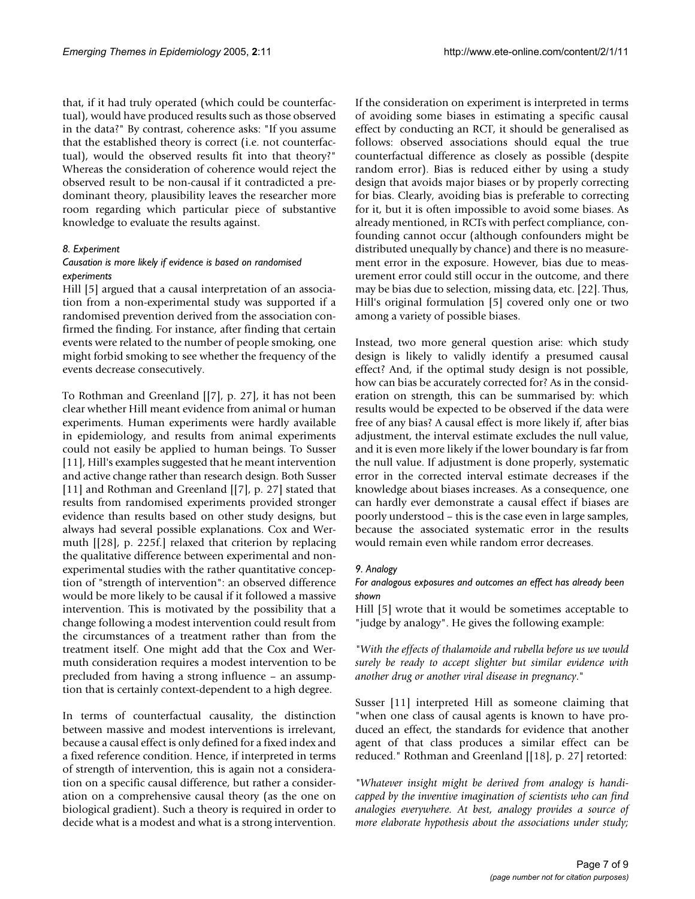that, if it had truly operated (which could be counterfactual), would have produced results such as those observed in the data?" By contrast, coherence asks: "If you assume that the established theory is correct (i.e. not counterfactual), would the observed results fit into that theory?" Whereas the consideration of coherence would reject the observed result to be non-causal if it contradicted a predominant theory, plausibility leaves the researcher more room regarding which particular piece of substantive knowledge to evaluate the results against.

### *8. Experiment*

*Causation is more likely if evidence is based on randomised experiments*

Hill [5] argued that a causal interpretation of an association from a non-experimental study was supported if a randomised prevention derived from the association confirmed the finding. For instance, after finding that certain events were related to the number of people smoking, one might forbid smoking to see whether the frequency of the events decrease consecutively.

To Rothman and Greenland [[7], p. 27], it has not been clear whether Hill meant evidence from animal or human experiments. Human experiments were hardly available in epidemiology, and results from animal experiments could not easily be applied to human beings. To Susser [11], Hill's examples suggested that he meant intervention and active change rather than research design. Both Susser [11] and Rothman and Greenland [[7], p. 27] stated that results from randomised experiments provided stronger evidence than results based on other study designs, but always had several possible explanations. Cox and Wermuth [[28], p. 225f.] relaxed that criterion by replacing the qualitative difference between experimental and non-experimental studies with the rather quantitative conception of "strength of intervention": an observed difference would be more likely to be causal if it followed a massive intervention. This is motivated by the possibility that a change following a modest intervention could result from the circumstances of a treatment rather than from the treatment itself. One might add that the Cox and Wermuth consideration requires a modest intervention to be precluded from having a strong influence – an assumption that is certainly context-dependent to a high degree.

In terms of counterfactual causality, the distinction between massive and modest interventions is irrelevant, because a causal effect is only defined for a fixed index and a fixed reference condition. Hence, if interpreted in terms of strength of intervention, this is again not a consideration on a specific causal difference, but rather a consideration on a comprehensive causal theory (as the one on biological gradient). Such a theory is required in order to decide what is a modest and what is a strong intervention.

If the consideration on experiment is interpreted in terms of avoiding some biases in estimating a specific causal effect by conducting an RCT, it should be generalised as follows: observed associations should equal the true counterfactual difference as closely as possible (despite random error). Bias is reduced either by using a study design that avoids major biases or by properly correcting for bias. Clearly, avoiding bias is preferable to correcting for it, but it is often impossible to avoid some biases. As already mentioned, in RCTs with perfect compliance, confounding cannot occur (although confounders might be distributed unequally by chance) and there is no measurement error in the exposure. However, bias due to measurement error could still occur in the outcome, and there may be bias due to selection, missing data, etc. [22]. Thus, Hill's original formulation [5] covered only one or two among a variety of possible biases.

Instead, two more general question arise: which study design is likely to validly identify a presumed causal effect? And, if the optimal study design is not possible, how can bias be accurately corrected for? As in the consideration on strength, this can be summarised by: which results would be expected to be observed if the data were free of any bias? A causal effect is more likely if, after bias adjustment, the interval estimate excludes the null value, and it is even more likely if the lower boundary is far from the null value. If adjustment is done properly, systematic error in the corrected interval estimate decreases if the knowledge about biases increases. As a consequence, one can hardly ever demonstrate a causal effect if biases are poorly understood – this is the case even in large samples, because the associated systematic error in the results would remain even while random error decreases.

### *9. Analogy*

*For analogous exposures and outcomes an effect has already been shown*

Hill [5] wrote that it would be sometimes acceptable to "judge by analogy". He gives the following example:

*"With the effects of thalamoide and rubella before us we would surely be ready to accept slighter but similar evidence with another drug or another viral disease in pregnancy."*

Susser [11] interpreted Hill as someone claiming that "when one class of causal agents is known to have produced an effect, the standards for evidence that another agent of that class produces a similar effect can be reduced." Rothman and Greenland [[18], p. 27] retorted:

*"Whatever insight might be derived from analogy is handicapped by the inventive imagination of scientists who can find analogies everywhere. At best, analogy provides a source of more elaborate hypothesis about the associations under study;*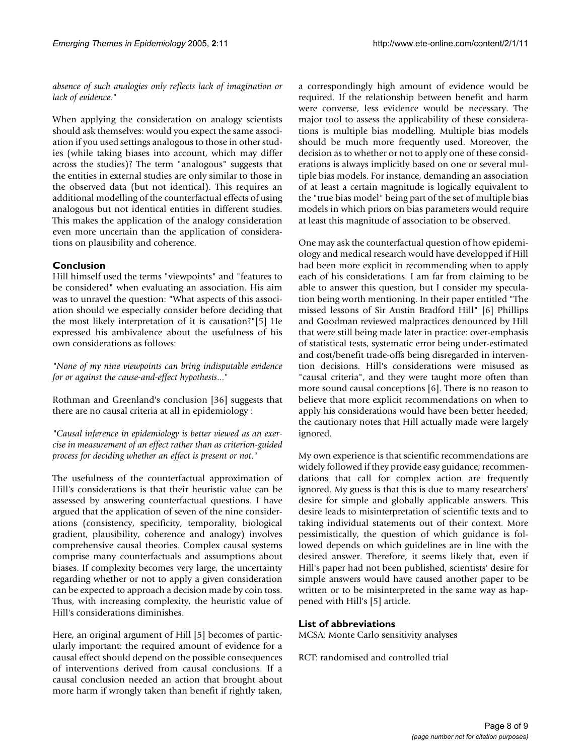*absence of such analogies only reflects lack of imagination or lack of evidence."*

When applying the consideration on analogy scientists should ask themselves: would you expect the same association if you used settings analogous to those in other studies (while taking biases into account, which may differ across the studies)? The term "analogous" suggests that the entities in external studies are only similar to those in the observed data (but not identical). This requires an additional modelling of the counterfactual effects of using analogous but not identical entities in different studies. This makes the application of the analogy consideration even more uncertain than the application of considerations on plausibility and coherence.

## Conclusion

Hill himself used the terms "viewpoints" and "features to be considered" when evaluating an association. His aim was to unravel the question: "What aspects of this association should we especially consider before deciding that the most likely interpretation of it is causation?"[5] He expressed his ambivalence about the usefulness of his own considerations as follows:

*"None of my nine viewpoints can bring indisputable evidence for or against the cause-and-effect hypothesis..."*

Rothman and Greenland's conclusion [36] suggests that there are no causal criteria at all in epidemiology :

*"Causal inference in epidemiology is better viewed as an exercise in measurement of an effect rather than as criterion-guided process for deciding whether an effect is present or not."*

The usefulness of the counterfactual approximation of Hill's considerations is that their heuristic value can be assessed by answering counterfactual questions. I have argued that the application of seven of the nine considerations (consistency, specificity, temporality, biological gradient, plausibility, coherence and analogy) involves comprehensive causal theories. Complex causal systems comprise many counterfactuals and assumptions about biases. If complexity becomes very large, the uncertainty regarding whether or not to apply a given consideration can be expected to approach a decision made by coin toss. Thus, with increasing complexity, the heuristic value of Hill's considerations diminishes.

Here, an original argument of Hill [5] becomes of particularly important: the required amount of evidence for a causal effect should depend on the possible consequences of interventions derived from causal conclusions. If a causal conclusion needed an action that brought about more harm if wrongly taken than benefit if rightly taken, a correspondingly high amount of evidence would be required. If the relationship between benefit and harm were converse, less evidence would be necessary. The major tool to assess the applicability of these considerations is multiple bias modelling. Multiple bias models should be much more frequently used. Moreover, the decision as to whether or not to apply one of these considerations is always implicitly based on one or several multiple bias models. For instance, demanding an association of at least a certain magnitude is logically equivalent to the "true bias model" being part of the set of multiple bias models in which priors on bias parameters would require at least this magnitude of association to be observed.

One may ask the counterfactual question of how epidemiology and medical research would have developped if Hill had been more explicit in recommending when to apply each of his considerations. I am far from claiming to be able to answer this question, but I consider my speculation being worth mentioning. In their paper entitled "The missed lessons of Sir Austin Bradford Hill" [6] Phillips and Goodman reviewed malpractices denounced by Hill that were still being made later in practice: over-emphasis of statistical tests, systematic error being under-estimated and cost/benefit trade-offs being disregarded in intervention decisions. Hill's considerations were misused as "causal criteria", and they were taught more often than more sound causal conceptions [6]. There is no reason to believe that more explicit recommendations on when to apply his considerations would have been better heeded; the cautionary notes that Hill actually made were largely ignored.

My own experience is that scientific recommendations are widely followed if they provide easy guidance; recommendations that call for complex action are frequently ignored. My guess is that this is due to many researchers' desire for simple and globally applicable answers. This desire leads to misinterpretation of scientific texts and to taking individual statements out of their context. More pessimistically, the question of which guidance is followed depends on which guidelines are in line with the desired answer. Therefore, it seems likely that, even if Hill's paper had not been published, scientists' desire for simple answers would have caused another paper to be written or to be misinterpreted in the same way as happened with Hill's [5] article.

## List of abbreviations

MCSA: Monte Carlo sensitivity analyses

RCT: randomised and controlled trial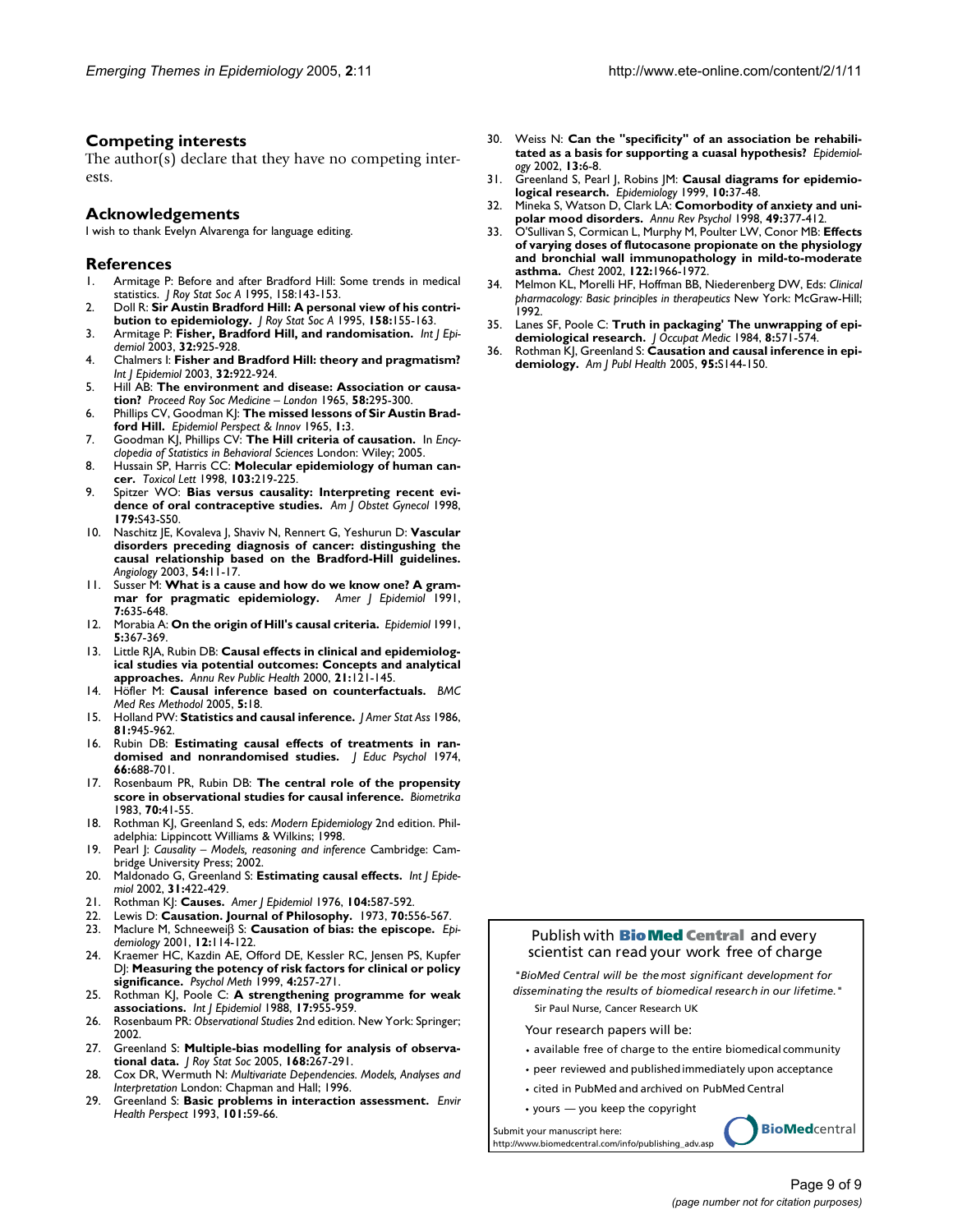## Competing interests

The author(s) declare that they have no competing interests.

## Acknowledgements

I wish to thank Evelyn Alvarenga for language editing.

## References

1. Armitage P: Before and after Bradford Hill: Some trends in medical statistics. *J Roy Stat Soc A* 1995, 158:143-153.
2. Doll R: **Sir Austin Bradford Hill: A personal view of his contribution to epidemiology.** *J Roy Stat Soc A* 1995, **158:**155-163.
3. Armitage P: **Fisher, Bradford Hill, and randomisation.** *Int J Epidemiol* 2003, **32:**925-928.
4. Chalmers I: **Fisher and Bradford Hill: theory and pragmatism?** *Int J Epidemiol* 2003, **32:**922-924.
5. Hill AB: **The environment and disease: Association or causation?** *Proceed Roy Soc Medicine – London* 1965, **58:**295-300.
6. Phillips CV, Goodman KJ: **The missed lessons of Sir Austin Bradford Hill.** *Epidemiol Perspect & Innov* 1965, **1:**3.
7. Goodman KJ, Phillips CV: **The Hill criteria of causation.** In *Encyclopedia of Statistics in Behavioral Sciences* London: Wiley; 2005.
8. Hussain SP, Harris CC: **Molecular epidemiology of human cancer.** *Toxicol Lett* 1998, **103:**219-225.
9. Spitzer WO: **Bias versus causality: Interpreting recent evidence of oral contraceptive studies.** *Am J Obstet Gynecol* 1998, **179:**S43-S50.
10. Naschitz JE, Kovaleva J, Shaviv N, Rennert G, Yeshurun D: **Vascular disorders preceding diagnosis of cancer: distinguishing the causal relationship based on the Bradford-Hill guidelines.** *Angiology* 2003, **54:**11-17.
11. Susser M: **What is a cause and how do we know one? A grammar for pragmatic epidemiology.** *Amer J Epidemiol* 1991, **7:**635-648.
12. Morabia A: **On the origin of Hill's causal criteria.** *Epidemiol* 1991, **5:**367-369.
13. Little RJA, Rubin DB: **Causal effects in clinical and epidemiological studies via potential outcomes: Concepts and analytical approaches.** *Annu Rev Public Health* 2000, **21:**121-145.
14. Höfler M: **Causal inference based on counterfactuals.** *BMC Med Res Methodol* 2005, **5:**18.
15. Holland PW: **Statistics and causal inference.** *J Amer Stat Ass* 1986, **81:**945-962.
16. Rubin DB: **Estimating causal effects of treatments in randomised and nonrandomised studies.** *J Educ Psychol* 1974, **66:**688-701.
17. Rosenbaum PR, Rubin DB: **The central role of the propensity score in observational studies for causal inference.** *Biometrika* 1983, **70:**41-55.
18. Rothman KJ, Greenland S, eds: *Modern Epidemiology* 2nd edition. Philadelphia: Lippincott Williams & Wilkins; 1998.
19. Pearl J: *Causality – Models, reasoning and inference* Cambridge: Cambridge University Press; 2002.
20. Maldonado G, Greenland S: **Estimating causal effects.** *Int J Epidemiol* 2002, **31:**422-429.
21. Rothman KJ: **Causes.** *Amer J Epidemiol* 1976, **104:**587-592.
22. Lewis D: **Causation. Journal of Philosophy.** 1973, **70:**556-567.
23. Maclure M, Schneeweiβ S: **Causation of bias: the episcope.** *Epidemiology* 2001, **12:**114-122.
24. Kraemer HC, Kazdin AE, Offord DE, Kessler RC, Jensen PS, Kupfer DJ: **Measuring the potency of risk factors for clinical or policy significance.** *Psychol Meth* 1999, **4:**257-271.
25. Rothman KJ, Poole C: **A strengthening programme for weak associations.** *Int J Epidemiol* 1988, **17:**955-959.
26. Rosenbaum PR: *Observational Studies* 2nd edition. New York: Springer; 2002.
27. Greenland S: **Multiple-bias modelling for analysis of observational data.** *J Roy Stat Soc* 2005, **168:**267-291.
28. Cox DR, Wermuth N: *Multivariate Dependencies. Models, Analyses and Interpretation* London: Chapman and Hall; 1996.
29. Greenland S: **Basic problems in interaction assessment.** *Envir Health Perspect* 1993, **101:**59-66.
30. Weiss N: **Can the "specificity" of an association be rehabilitated as a basis for supporting a cuasal hypothesis?** *Epidemiology* 2002, **13:**6-8.
31. Greenland S, Pearl J, Robins JM: **Causal diagrams for epidemiological research.** *Epidemiology* 1999, **10:**37-48.
32. Mineka S, Watson D, Clark LA: **Comorbodity of anxiety and unipolar mood disorders.** *Annu Rev Psychol* 1998, **49:**377-412.
33. O'Sullivan S, Cormican L, Murphy M, Poulter LW, Conor MB: **Effects of varying doses of flutocasone propionate on the physiology and bronchial wall immunopathology in mild-to-moderate asthma.** *Chest* 2002, **122:**1966-1972.
34. Melmon KL, Morelli HF, Hoffman BB, Niederenberg DW, Eds: *Clinical pharmacology: Basic principles in therapeutics* New York: McGraw-Hill; 1992.
35. Lanes SF, Poole C: **Truth in packaging' The unwrapping of epidemiological research.** *J Occupat Medic* 1984, **8:**571-574.
36. Rothman KJ, Greenland S: **Causation and causal inference in epidemiology.** *Am J Publ Health* 2005, **95:**S144-150.

Publish with **BioMed Central** and every scientist can read your work free of charge

*"BioMed Central will be the most significant development for disseminating the results of biomedical research in our lifetime."*
Sir Paul Nurse, Cancer Research UK

Your research papers will be:

- available free of charge to the entire biomedical community
- peer reviewed and published immediately upon acceptance
- cited in PubMed and archived on PubMed Central
- yours — you keep the copyright

Submit your manuscript here:
http://www.biomedcentral.com/info/publishing_adv.asp

BioMedcentral